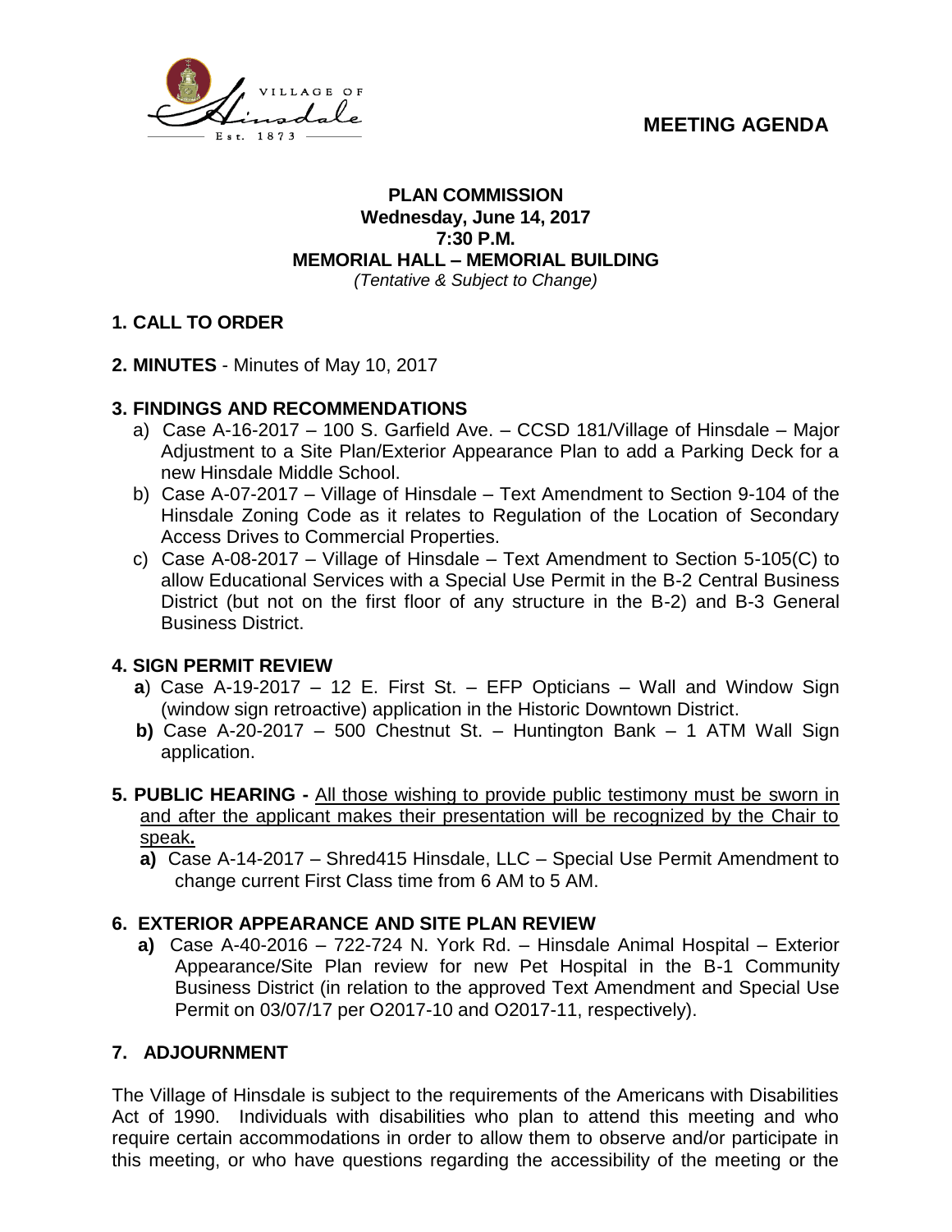# MEETING AGENDA

## PLAN COMMISSION
**Wednesday, June 14, 2017**
**7:30 P.M.**
**MEMORIAL HALL – MEMORIAL BUILDING**
*(Tentative & Subject to Change)*

### 1. CALL TO ORDER

### 2. MINUTES - Minutes of May 10, 2017

### 3. FINDINGS AND RECOMMENDATIONS

a) Case A-16-2017 – 100 S. Garfield Ave. – CCSD 181/Village of Hinsdale – Major Adjustment to a Site Plan/Exterior Appearance Plan to add a Parking Deck for a new Hinsdale Middle School.

b) Case A-07-2017 – Village of Hinsdale – Text Amendment to Section 9-104 of the Hinsdale Zoning Code as it relates to Regulation of the Location of Secondary Access Drives to Commercial Properties.

c) Case A-08-2017 – Village of Hinsdale – Text Amendment to Section 5-105(C) to allow Educational Services with a Special Use Permit in the B-2 Central Business District (but not on the first floor of any structure in the B-2) and B-3 General Business District.

### 4. SIGN PERMIT REVIEW

**a**) Case A-19-2017 – 12 E. First St. – EFP Opticians – Wall and Window Sign (window sign retroactive) application in the Historic Downtown District.

**b)** Case A-20-2017 – 500 Chestnut St. – Huntington Bank – 1 ATM Wall Sign application.

### 5. PUBLIC HEARING - All those wishing to provide public testimony must be sworn in and after the applicant makes their presentation will be recognized by the Chair to speak.

**a)** Case A-14-2017 – Shred415 Hinsdale, LLC – Special Use Permit Amendment to change current First Class time from 6 AM to 5 AM.

### 6. EXTERIOR APPEARANCE AND SITE PLAN REVIEW

**a)** Case A-40-2016 – 722-724 N. York Rd. – Hinsdale Animal Hospital – Exterior Appearance/Site Plan review for new Pet Hospital in the B-1 Community Business District (in relation to the approved Text Amendment and Special Use Permit on 03/07/17 per O2017-10 and O2017-11, respectively).

### 7. ADJOURNMENT

The Village of Hinsdale is subject to the requirements of the Americans with Disabilities Act of 1990. Individuals with disabilities who plan to attend this meeting and who require certain accommodations in order to allow them to observe and/or participate in this meeting, or who have questions regarding the accessibility of the meeting or the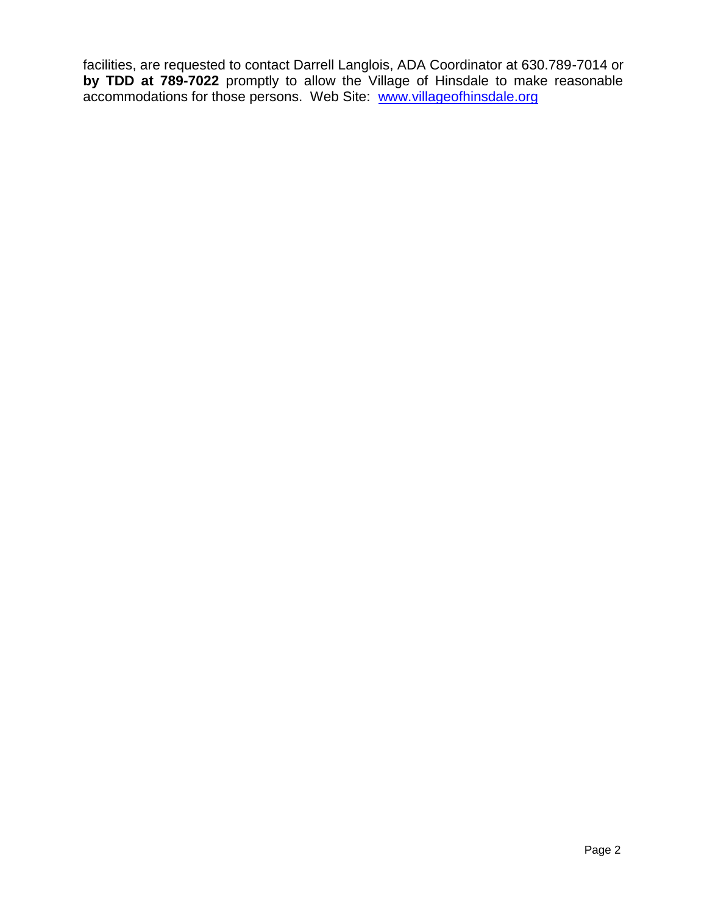facilities, are requested to contact Darrell Langlois, ADA Coordinator at 630.789-7014 or **by TDD at 789-7022** promptly to allow the Village of Hinsdale to make reasonable accommodations for those persons. Web Site: [www.villageofhinsdale.org](http://www.villageofhinsdale.org)